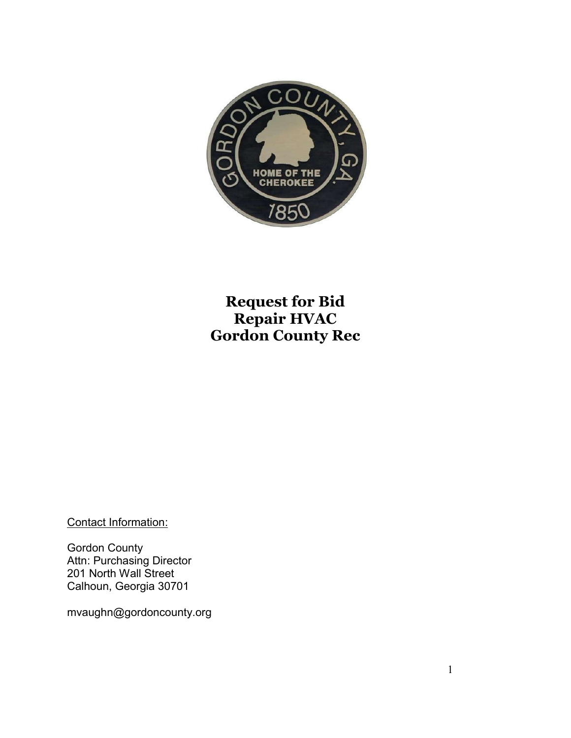# Request for Bid
# Repair HVAC
# Gordon County Rec

Contact Information:

Gordon County
Attn: Purchasing Director
201 North Wall Street
Calhoun, Georgia 30701

mvaughn@gordoncounty.org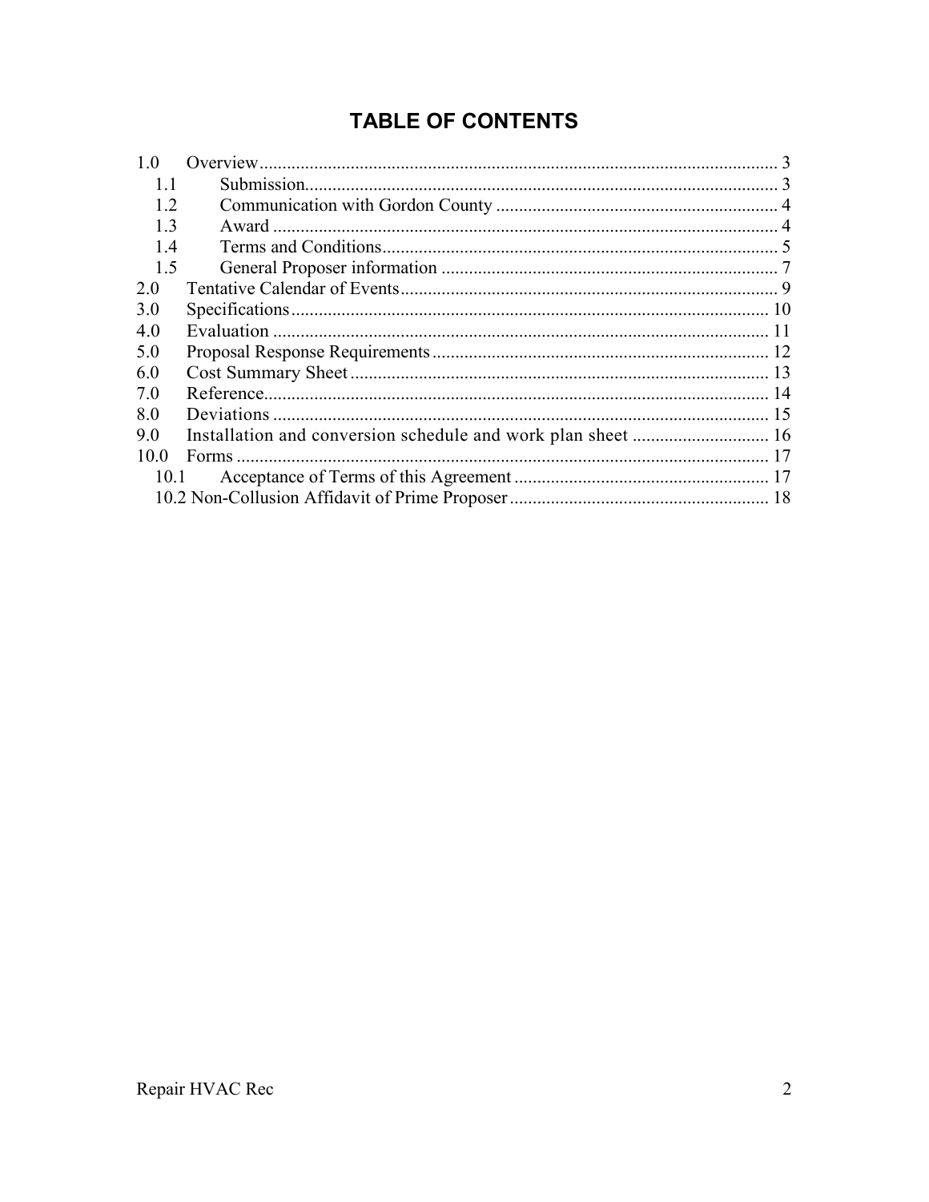# TABLE OF CONTENTS

1.0 Overview ..... 3
- 1.1 Submission ..... 3
- 1.2 Communication with Gordon County ..... 4
- 1.3 Award ..... 4
- 1.4 Terms and Conditions ..... 5
- 1.5 General Proposer information ..... 7

2.0 Tentative Calendar of Events ..... 9

3.0 Specifications ..... 10

4.0 Evaluation ..... 11

5.0 Proposal Response Requirements ..... 12

6.0 Cost Summary Sheet ..... 13

7.0 Reference ..... 14

8.0 Deviations ..... 15

9.0 Installation and conversion schedule and work plan sheet ..... 16

10.0 Forms ..... 17
- 10.1 Acceptance of Terms of this Agreement ..... 17
- 10.2 Non-Collusion Affidavit of Prime Proposer ..... 18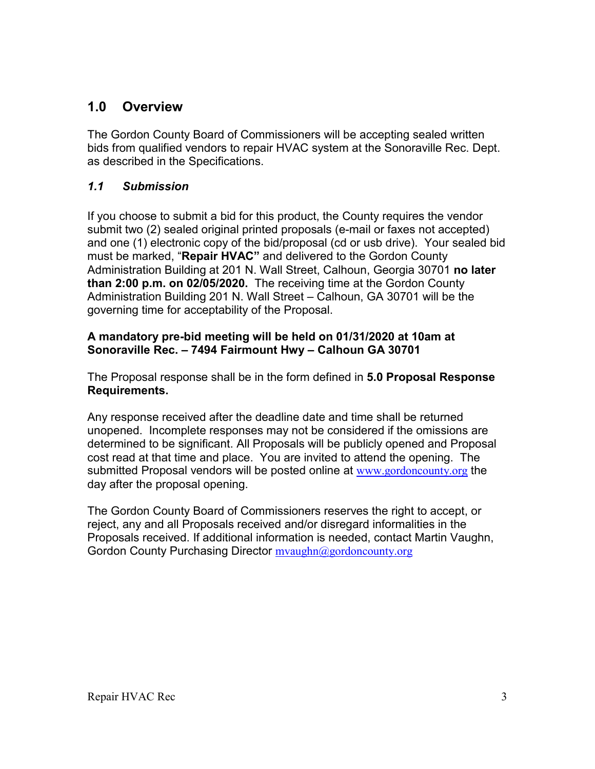## 1.0 Overview

The Gordon County Board of Commissioners will be accepting sealed written bids from qualified vendors to repair HVAC system at the Sonoraville Rec. Dept. as described in the Specifications.

### *1.1 Submission*

If you choose to submit a bid for this product, the County requires the vendor submit two (2) sealed original printed proposals (e-mail or faxes not accepted) and one (1) electronic copy of the bid/proposal (cd or usb drive). Your sealed bid must be marked, "**Repair HVAC"** and delivered to the Gordon County Administration Building at 201 N. Wall Street, Calhoun, Georgia 30701 **no later than 2:00 p.m. on 02/05/2020.** The receiving time at the Gordon County Administration Building 201 N. Wall Street – Calhoun, GA 30701 will be the governing time for acceptability of the Proposal.

**A mandatory pre-bid meeting will be held on 01/31/2020 at 10am at Sonoraville Rec. – 7494 Fairmount Hwy – Calhoun GA 30701**

The Proposal response shall be in the form defined in **5.0 Proposal Response Requirements.**

Any response received after the deadline date and time shall be returned unopened. Incomplete responses may not be considered if the omissions are determined to be significant. All Proposals will be publicly opened and Proposal cost read at that time and place. You are invited to attend the opening. The submitted Proposal vendors will be posted online at www.gordoncounty.org the day after the proposal opening.

The Gordon County Board of Commissioners reserves the right to accept, or reject, any and all Proposals received and/or disregard informalities in the Proposals received. If additional information is needed, contact Martin Vaughn, Gordon County Purchasing Director mvaughn@gordoncounty.org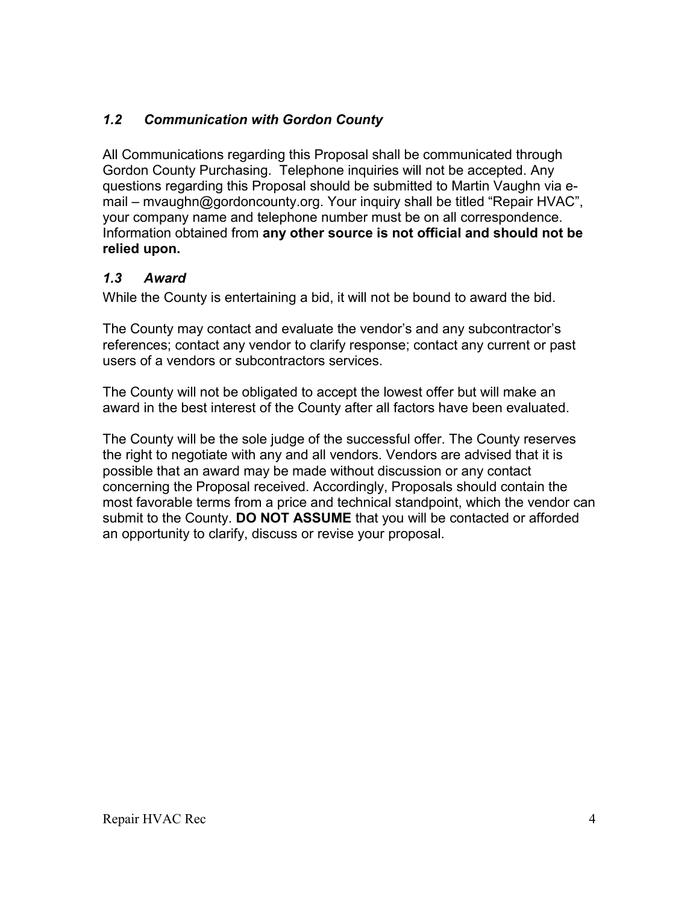### *1.2 Communication with Gordon County*

All Communications regarding this Proposal shall be communicated through Gordon County Purchasing. Telephone inquiries will not be accepted. Any questions regarding this Proposal should be submitted to Martin Vaughn via e-mail – mvaughn@gordoncounty.org. Your inquiry shall be titled "Repair HVAC", your company name and telephone number must be on all correspondence. Information obtained from **any other source is not official and should not be relied upon.**

### *1.3 Award*

While the County is entertaining a bid, it will not be bound to award the bid.

The County may contact and evaluate the vendor's and any subcontractor's references; contact any vendor to clarify response; contact any current or past users of a vendors or subcontractors services.

The County will not be obligated to accept the lowest offer but will make an award in the best interest of the County after all factors have been evaluated.

The County will be the sole judge of the successful offer. The County reserves the right to negotiate with any and all vendors. Vendors are advised that it is possible that an award may be made without discussion or any contact concerning the Proposal received. Accordingly, Proposals should contain the most favorable terms from a price and technical standpoint, which the vendor can submit to the County. **DO NOT ASSUME** that you will be contacted or afforded an opportunity to clarify, discuss or revise your proposal.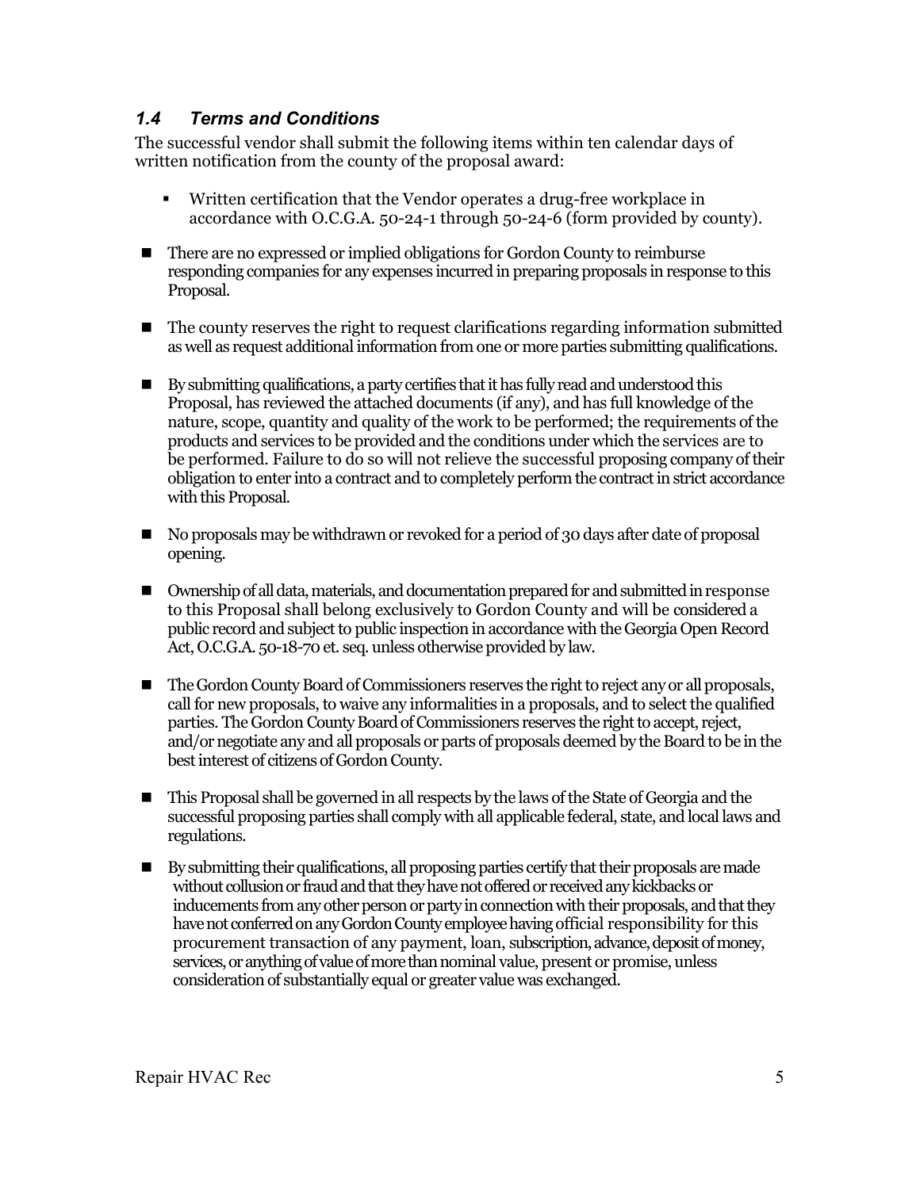### *1.4 Terms and Conditions*

The successful vendor shall submit the following items within ten calendar days of written notification from the county of the proposal award:

- Written certification that the Vendor operates a drug-free workplace in accordance with O.C.G.A. 50-24-1 through 50-24-6 (form provided by county).

- There are no expressed or implied obligations for Gordon County to reimburse responding companies for any expenses incurred in preparing proposals in response to this Proposal.
- The county reserves the right to request clarifications regarding information submitted as well as request additional information from one or more parties submitting qualifications.
- By submitting qualifications, a party certifies that it has fully read and understood this Proposal, has reviewed the attached documents (if any), and has full knowledge of the nature, scope, quantity and quality of the work to be performed; the requirements of the products and services to be provided and the conditions under which the services are to be performed. Failure to do so will not relieve the successful proposing company of their obligation to enter into a contract and to completely perform the contract in strict accordance with this Proposal.
- No proposals may be withdrawn or revoked for a period of 30 days after date of proposal opening.
- Ownership of all data, materials, and documentation prepared for and submitted in response to this Proposal shall belong exclusively to Gordon County and will be considered a public record and subject to public inspection in accordance with the Georgia Open Record Act, O.C.G.A. 50-18-70 et. seq. unless otherwise provided by law.
- The Gordon County Board of Commissioners reserves the right to reject any or all proposals, call for new proposals, to waive any informalities in a proposals, and to select the qualified parties. The Gordon County Board of Commissioners reserves the right to accept, reject, and/or negotiate any and all proposals or parts of proposals deemed by the Board to be in the best interest of citizens of Gordon County.
- This Proposal shall be governed in all respects by the laws of the State of Georgia and the successful proposing parties shall comply with all applicable federal, state, and local laws and regulations.
- By submitting their qualifications, all proposing parties certify that their proposals are made without collusion or fraud and that they have not offered or received any kickbacks or inducements from any other person or party in connection with their proposals, and that they have not conferred on any Gordon County employee having official responsibility for this procurement transaction of any payment, loan, subscription, advance, deposit of money, services, or anything of value of more than nominal value, present or promise, unless consideration of substantially equal or greater value was exchanged.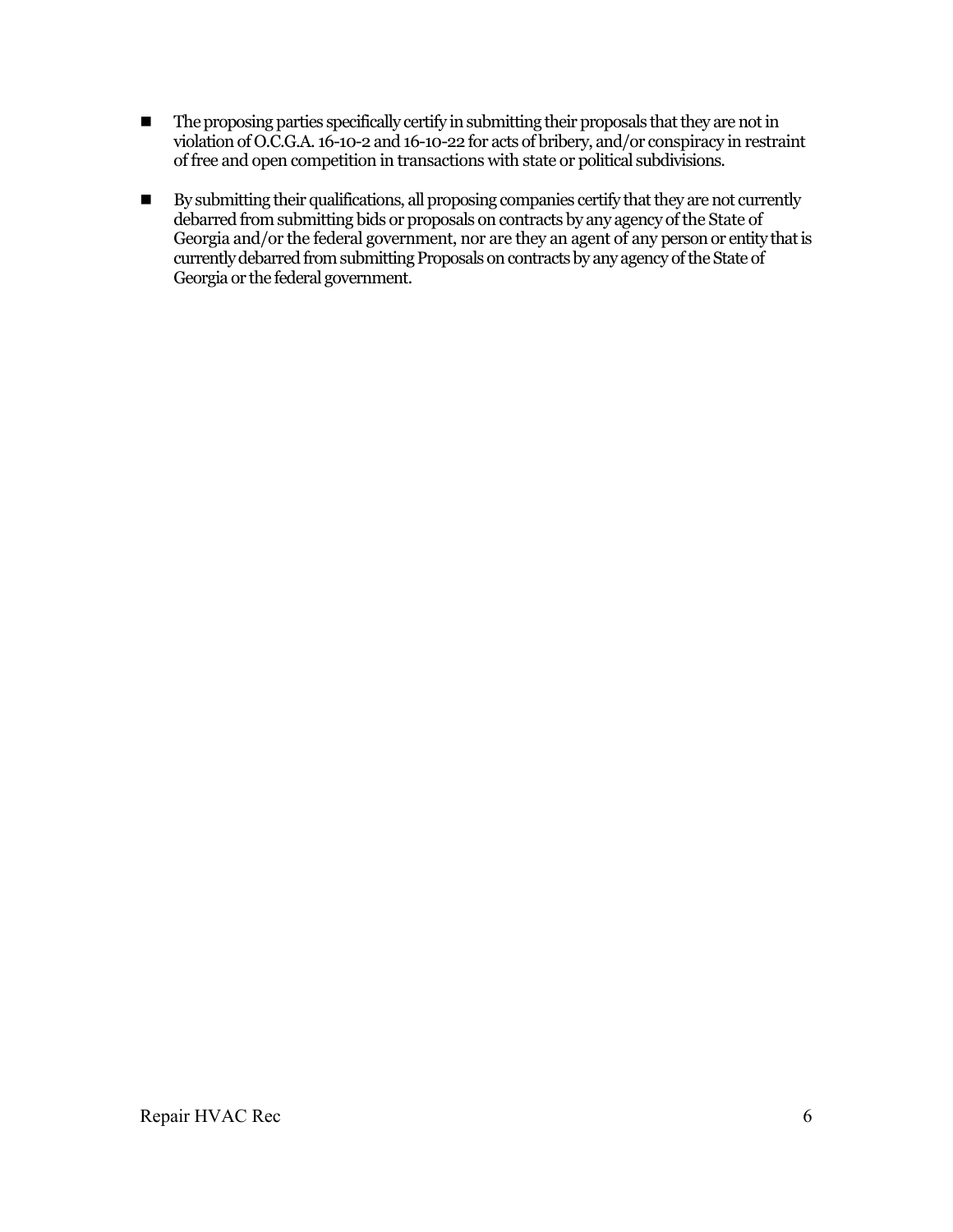- The proposing parties specifically certify in submitting their proposals that they are not in violation of O.C.G.A. 16-10-2 and 16-10-22 for acts of bribery, and/or conspiracy in restraint of free and open competition in transactions with state or political subdivisions.

- By submitting their qualifications, all proposing companies certify that they are not currently debarred from submitting bids or proposals on contracts by any agency of the State of Georgia and/or the federal government, nor are they an agent of any person or entity that is currently debarred from submitting Proposals on contracts by any agency of the State of Georgia or the federal government.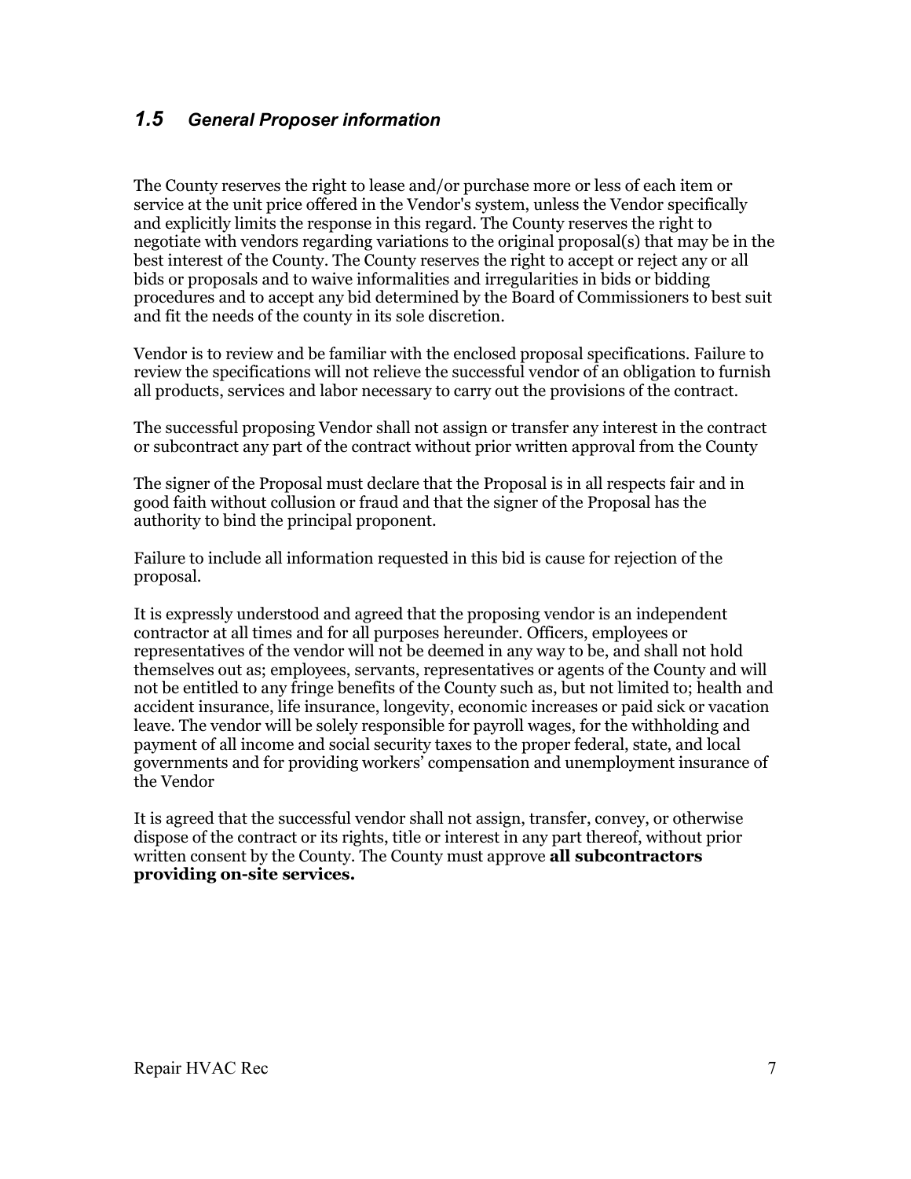## *1.5 General Proposer information*

The County reserves the right to lease and/or purchase more or less of each item or service at the unit price offered in the Vendor's system, unless the Vendor specifically and explicitly limits the response in this regard. The County reserves the right to negotiate with vendors regarding variations to the original proposal(s) that may be in the best interest of the County. The County reserves the right to accept or reject any or all bids or proposals and to waive informalities and irregularities in bids or bidding procedures and to accept any bid determined by the Board of Commissioners to best suit and fit the needs of the county in its sole discretion.

Vendor is to review and be familiar with the enclosed proposal specifications. Failure to review the specifications will not relieve the successful vendor of an obligation to furnish all products, services and labor necessary to carry out the provisions of the contract.

The successful proposing Vendor shall not assign or transfer any interest in the contract or subcontract any part of the contract without prior written approval from the County

The signer of the Proposal must declare that the Proposal is in all respects fair and in good faith without collusion or fraud and that the signer of the Proposal has the authority to bind the principal proponent.

Failure to include all information requested in this bid is cause for rejection of the proposal.

It is expressly understood and agreed that the proposing vendor is an independent contractor at all times and for all purposes hereunder. Officers, employees or representatives of the vendor will not be deemed in any way to be, and shall not hold themselves out as; employees, servants, representatives or agents of the County and will not be entitled to any fringe benefits of the County such as, but not limited to; health and accident insurance, life insurance, longevity, economic increases or paid sick or vacation leave. The vendor will be solely responsible for payroll wages, for the withholding and payment of all income and social security taxes to the proper federal, state, and local governments and for providing workers' compensation and unemployment insurance of the Vendor

It is agreed that the successful vendor shall not assign, transfer, convey, or otherwise dispose of the contract or its rights, title or interest in any part thereof, without prior written consent by the County. The County must approve **all subcontractors providing on-site services.**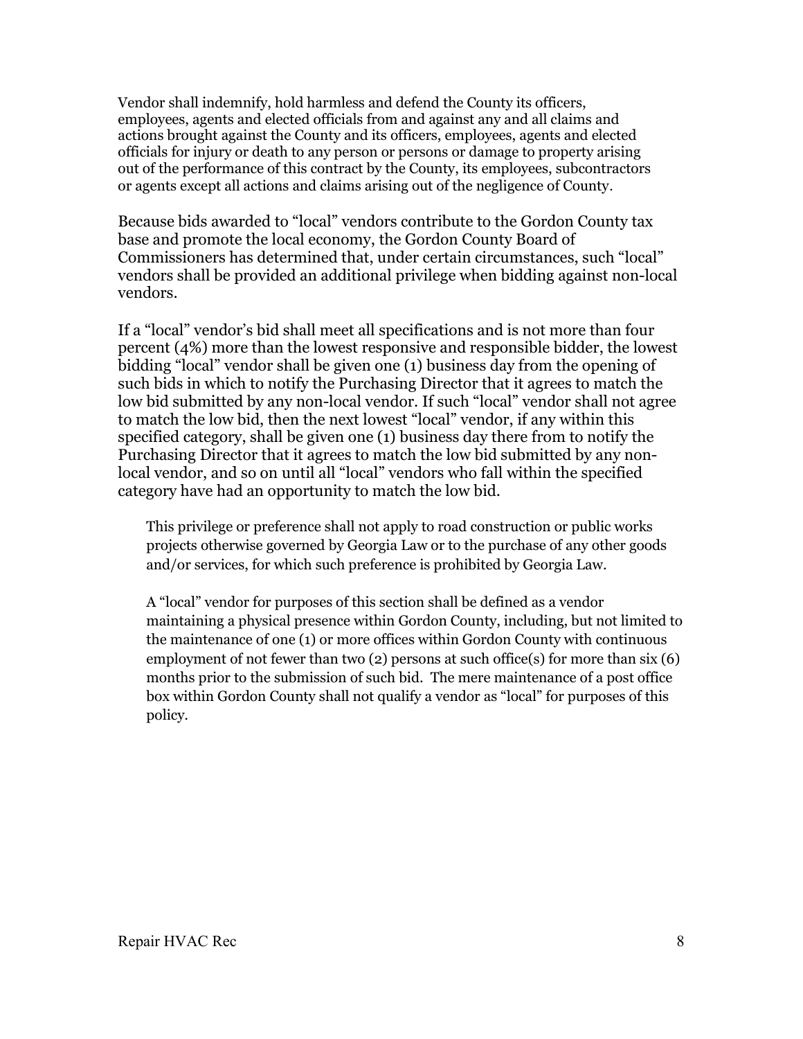Vendor shall indemnify, hold harmless and defend the County its officers, employees, agents and elected officials from and against any and all claims and actions brought against the County and its officers, employees, agents and elected officials for injury or death to any person or persons or damage to property arising out of the performance of this contract by the County, its employees, subcontractors or agents except all actions and claims arising out of the negligence of County.

Because bids awarded to "local" vendors contribute to the Gordon County tax base and promote the local economy, the Gordon County Board of Commissioners has determined that, under certain circumstances, such "local" vendors shall be provided an additional privilege when bidding against non-local vendors.

If a "local" vendor's bid shall meet all specifications and is not more than four percent (4%) more than the lowest responsive and responsible bidder, the lowest bidding "local" vendor shall be given one (1) business day from the opening of such bids in which to notify the Purchasing Director that it agrees to match the low bid submitted by any non-local vendor. If such "local" vendor shall not agree to match the low bid, then the next lowest "local" vendor, if any within this specified category, shall be given one (1) business day there from to notify the Purchasing Director that it agrees to match the low bid submitted by any non-local vendor, and so on until all "local" vendors who fall within the specified category have had an opportunity to match the low bid.

This privilege or preference shall not apply to road construction or public works projects otherwise governed by Georgia Law or to the purchase of any other goods and/or services, for which such preference is prohibited by Georgia Law.

A "local" vendor for purposes of this section shall be defined as a vendor maintaining a physical presence within Gordon County, including, but not limited to the maintenance of one (1) or more offices within Gordon County with continuous employment of not fewer than two (2) persons at such office(s) for more than six (6) months prior to the submission of such bid. The mere maintenance of a post office box within Gordon County shall not qualify a vendor as "local" for purposes of this policy.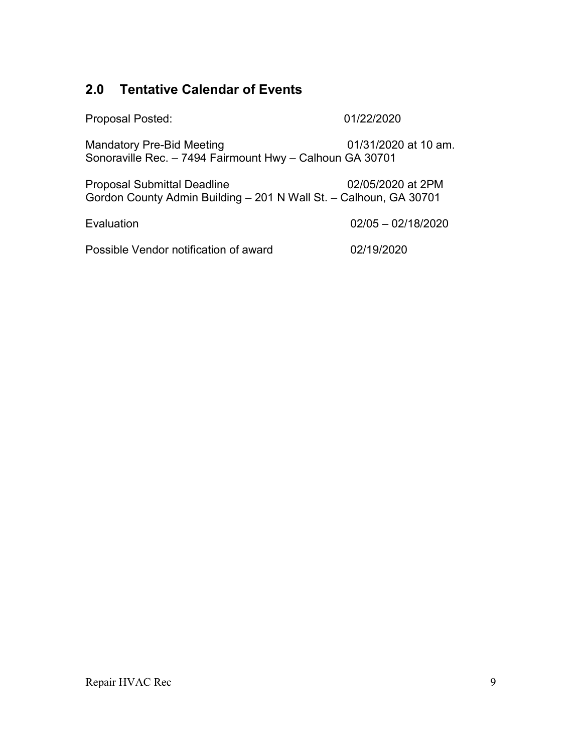## 2.0 Tentative Calendar of Events

| | |
|---|---|
| Proposal Posted: | 01/22/2020 |
| Mandatory Pre-Bid Meeting<br>Sonoraville Rec. – 7494 Fairmount Hwy – Calhoun GA 30701 | 01/31/2020 at 10 am. |
| Proposal Submittal Deadline<br>Gordon County Admin Building – 201 N Wall St. – Calhoun, GA 30701 | 02/05/2020 at 2PM |
| Evaluation | 02/05 – 02/18/2020 |
| Possible Vendor notification of award | 02/19/2020 |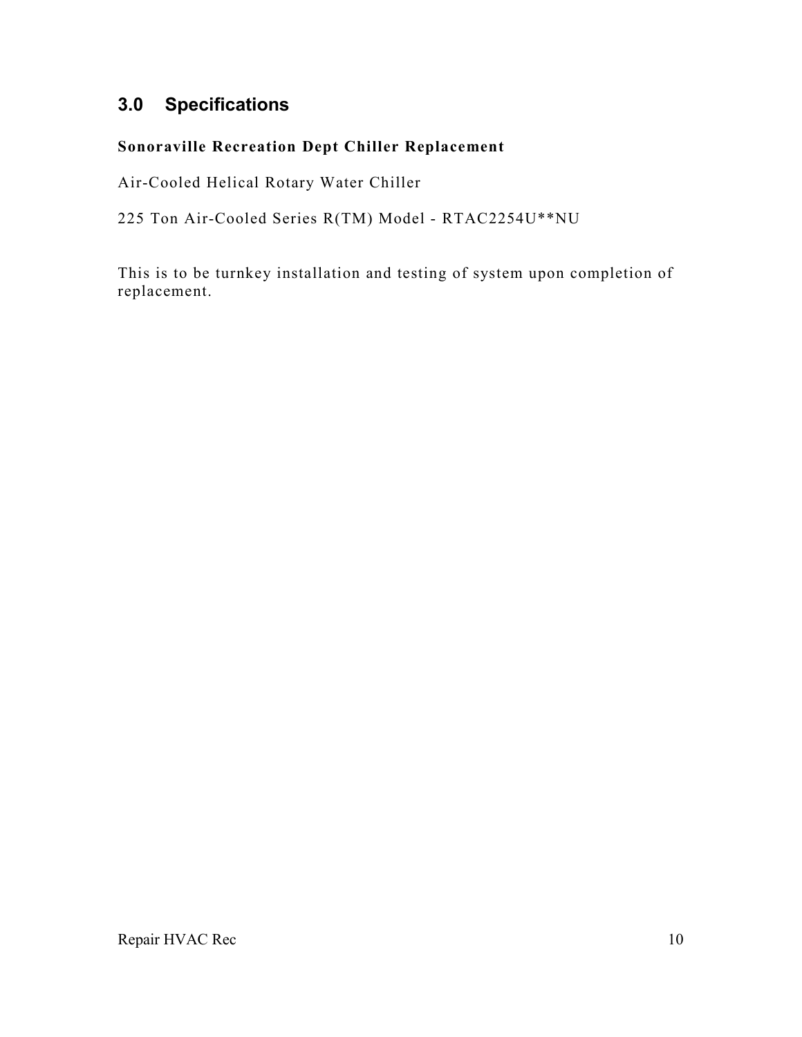## 3.0 Specifications

**Sonoraville Recreation Dept Chiller Replacement**

Air-Cooled Helical Rotary Water Chiller

225 Ton Air-Cooled Series R(TM) Model - RTAC2254U**NU

This is to be turnkey installation and testing of system upon completion of replacement.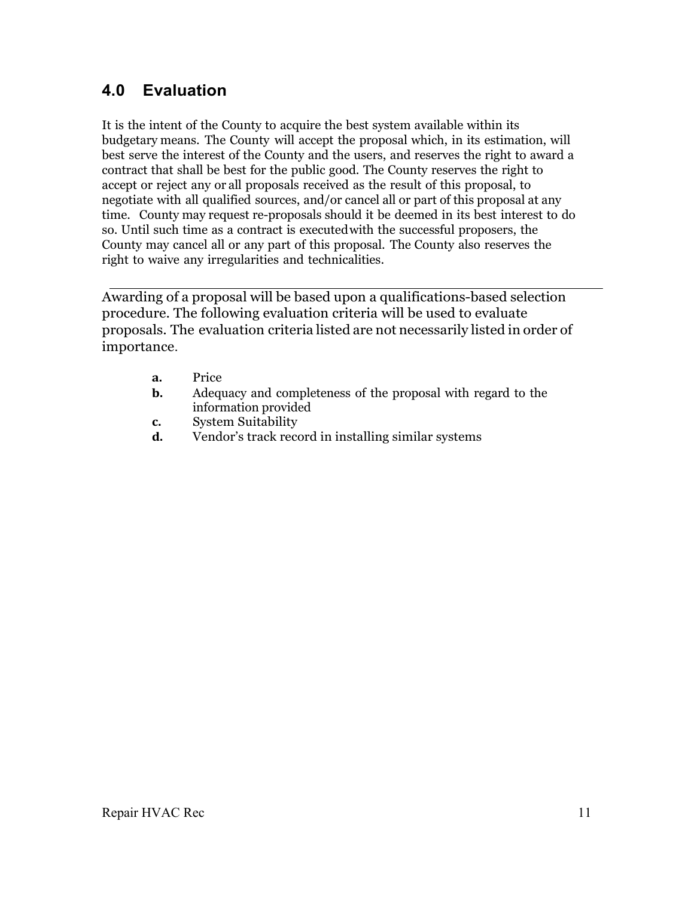## 4.0 Evaluation

It is the intent of the County to acquire the best system available within its budgetary means. The County will accept the proposal which, in its estimation, will best serve the interest of the County and the users, and reserves the right to award a contract that shall be best for the public good. The County reserves the right to accept or reject any or all proposals received as the result of this proposal, to negotiate with all qualified sources, and/or cancel all or part of this proposal at any time. County may request re-proposals should it be deemed in its best interest to do so. Until such time as a contract is executed with the successful proposers, the County may cancel all or any part of this proposal. The County also reserves the right to waive any irregularities and technicalities.

---

Awarding of a proposal will be based upon a qualifications-based selection procedure. The following evaluation criteria will be used to evaluate proposals. The evaluation criteria listed are not necessarily listed in order of importance.

- **a.** Price
- **b.** Adequacy and completeness of the proposal with regard to the information provided
- **c.** System Suitability
- **d.** Vendor's track record in installing similar systems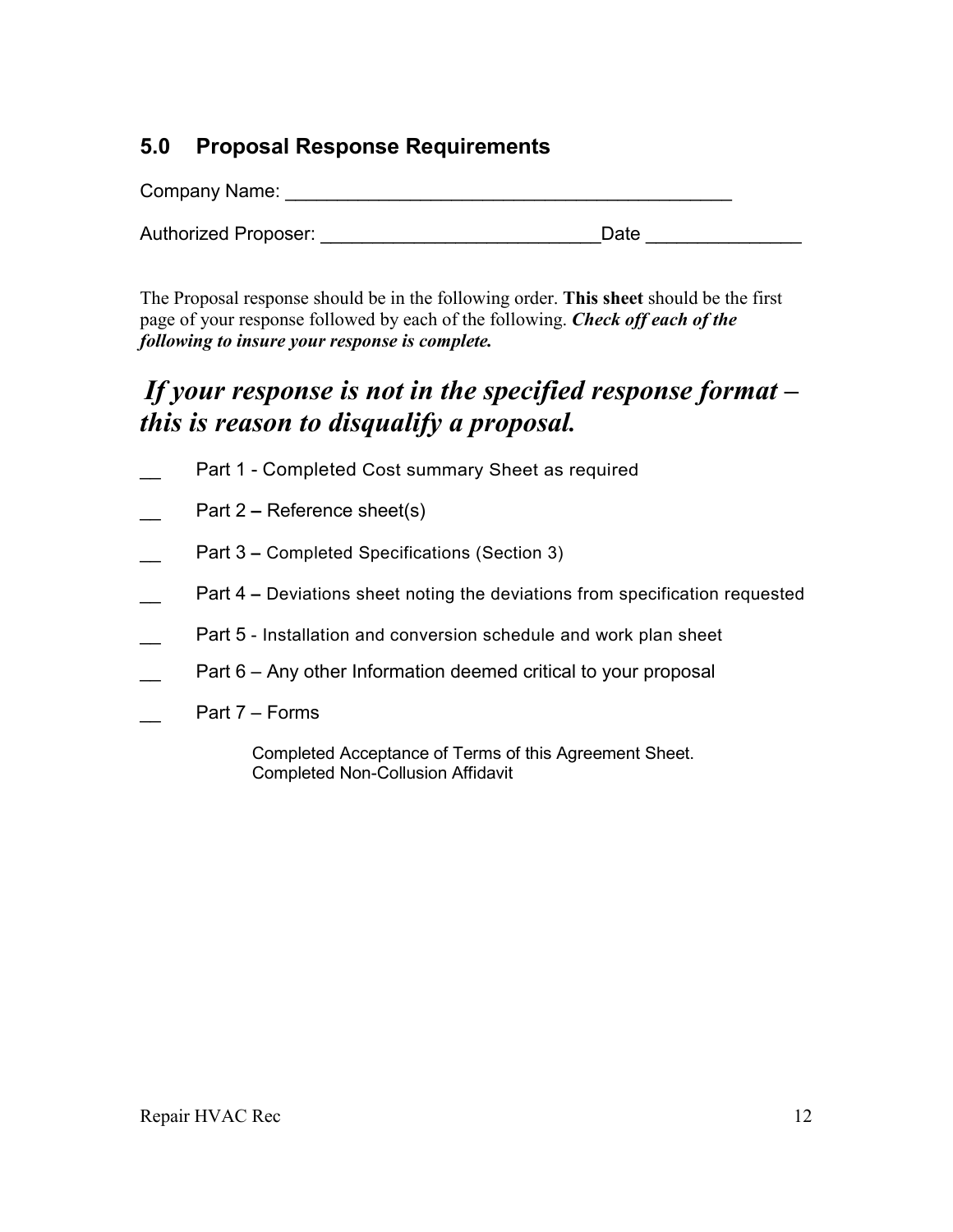## 5.0 Proposal Response Requirements

Company Name: _____________________________________________

Authorized Proposer: ___________________________Date _______________

The Proposal response should be in the following order. **This sheet** should be the first page of your response followed by each of the following. ***Check off each of the following to insure your response is complete.***

## ***If your response is not in the specified response format – this is reason to disqualify a proposal.***

__ Part 1 - Completed Cost summary Sheet as required

__ Part 2 **–** Reference sheet(s)

__ Part 3 **–** Completed Specifications (Section 3)

__ Part 4 **–** Deviations sheet noting the deviations from specification requested

__ Part 5 - Installation and conversion schedule and work plan sheet

__ Part 6 – Any other Information deemed critical to your proposal

__ Part 7 – Forms

Completed Acceptance of Terms of this Agreement Sheet.
Completed Non-Collusion Affidavit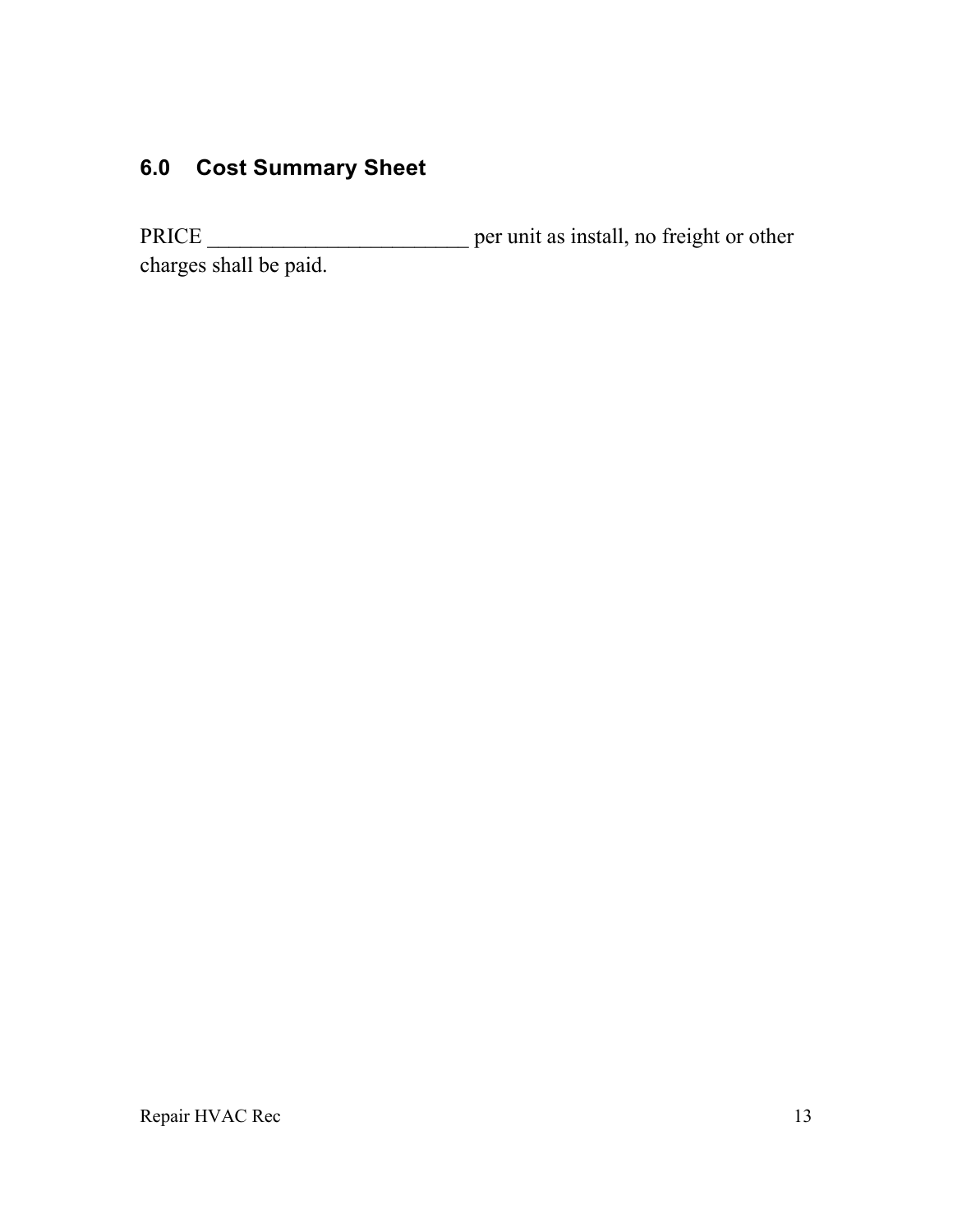## 6.0 Cost Summary Sheet

PRICE ________________________ per unit as install, no freight or other charges shall be paid.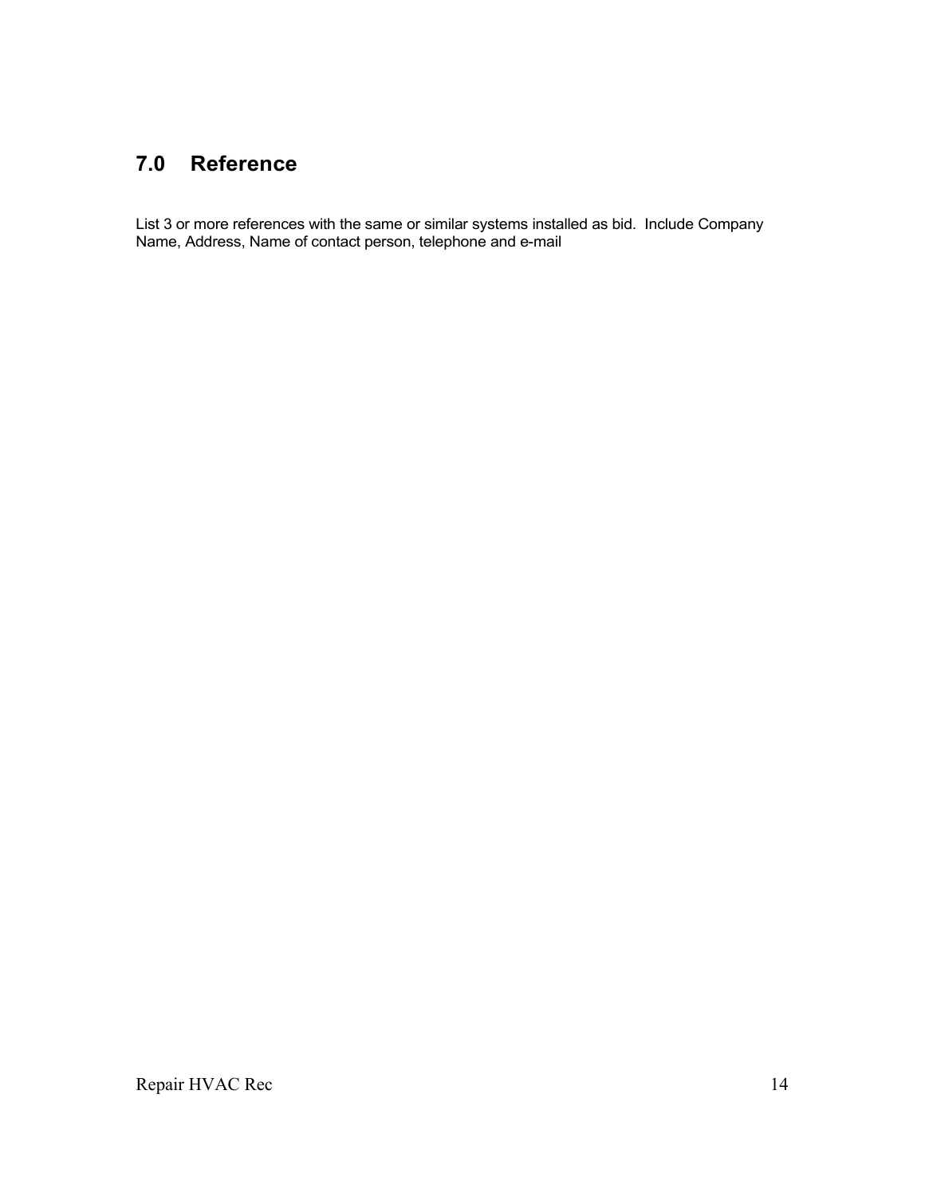## 7.0 Reference

List 3 or more references with the same or similar systems installed as bid. Include Company Name, Address, Name of contact person, telephone and e-mail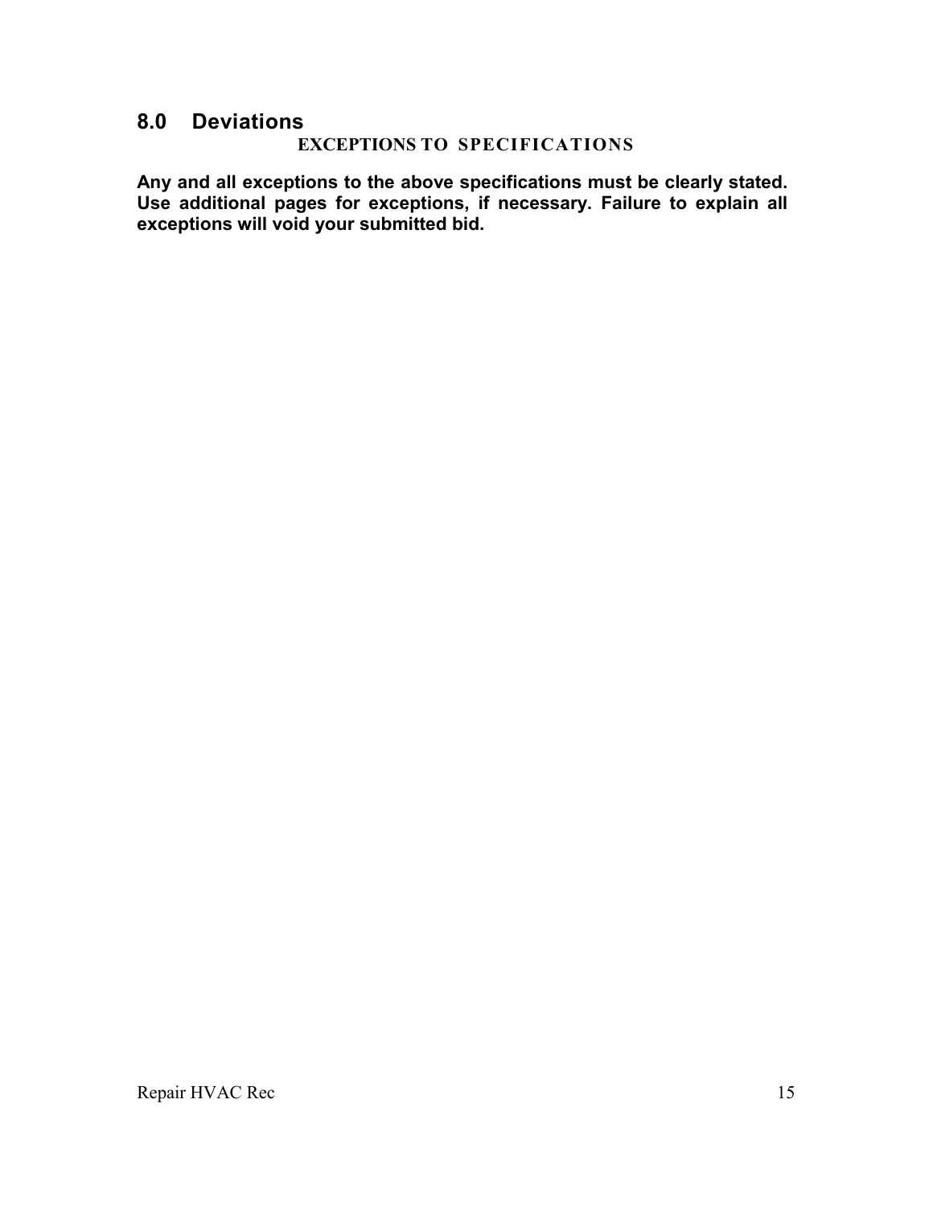## 8.0 Deviations

### EXCEPTIONS TO SPECIFICATIONS

**Any and all exceptions to the above specifications must be clearly stated. Use additional pages for exceptions, if necessary. Failure to explain all exceptions will void your submitted bid.**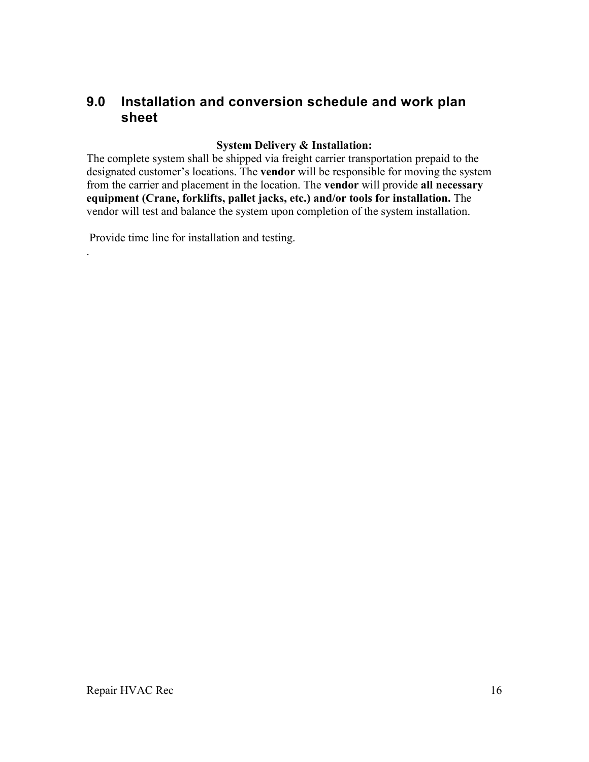## 9.0 Installation and conversion schedule and work plan sheet

**System Delivery & Installation:**

The complete system shall be shipped via freight carrier transportation prepaid to the designated customer's locations. The **vendor** will be responsible for moving the system from the carrier and placement in the location. The **vendor** will provide **all necessary equipment (Crane, forklifts, pallet jacks, etc.) and/or tools for installation.** The vendor will test and balance the system upon completion of the system installation.

Provide time line for installation and testing.

.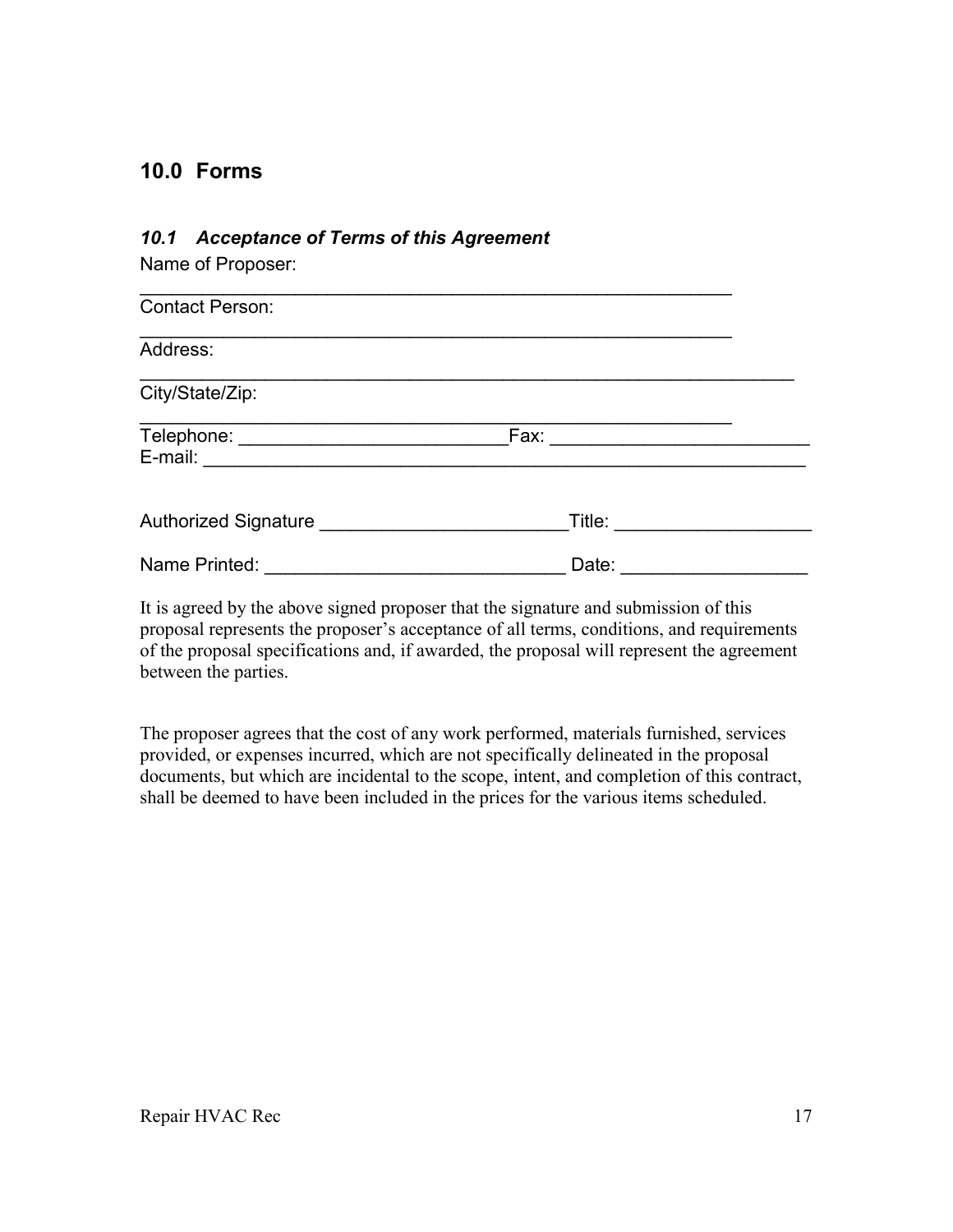## 10.0 Forms

### *10.1 Acceptance of Terms of this Agreement*

Name of Proposer:

_______________________________________________

Contact Person:

_______________________________________________

Address:

_______________________________________________

City/State/Zip:

_______________________________________________

Telephone: _________________________Fax: _________________________

E-mail: _______________________________________________________

Authorized Signature _______________________Title: ___________________

Name Printed: ____________________________ Date: _________________

It is agreed by the above signed proposer that the signature and submission of this proposal represents the proposer's acceptance of all terms, conditions, and requirements of the proposal specifications and, if awarded, the proposal will represent the agreement between the parties.

The proposer agrees that the cost of any work performed, materials furnished, services provided, or expenses incurred, which are not specifically delineated in the proposal documents, but which are incidental to the scope, intent, and completion of this contract, shall be deemed to have been included in the prices for the various items scheduled.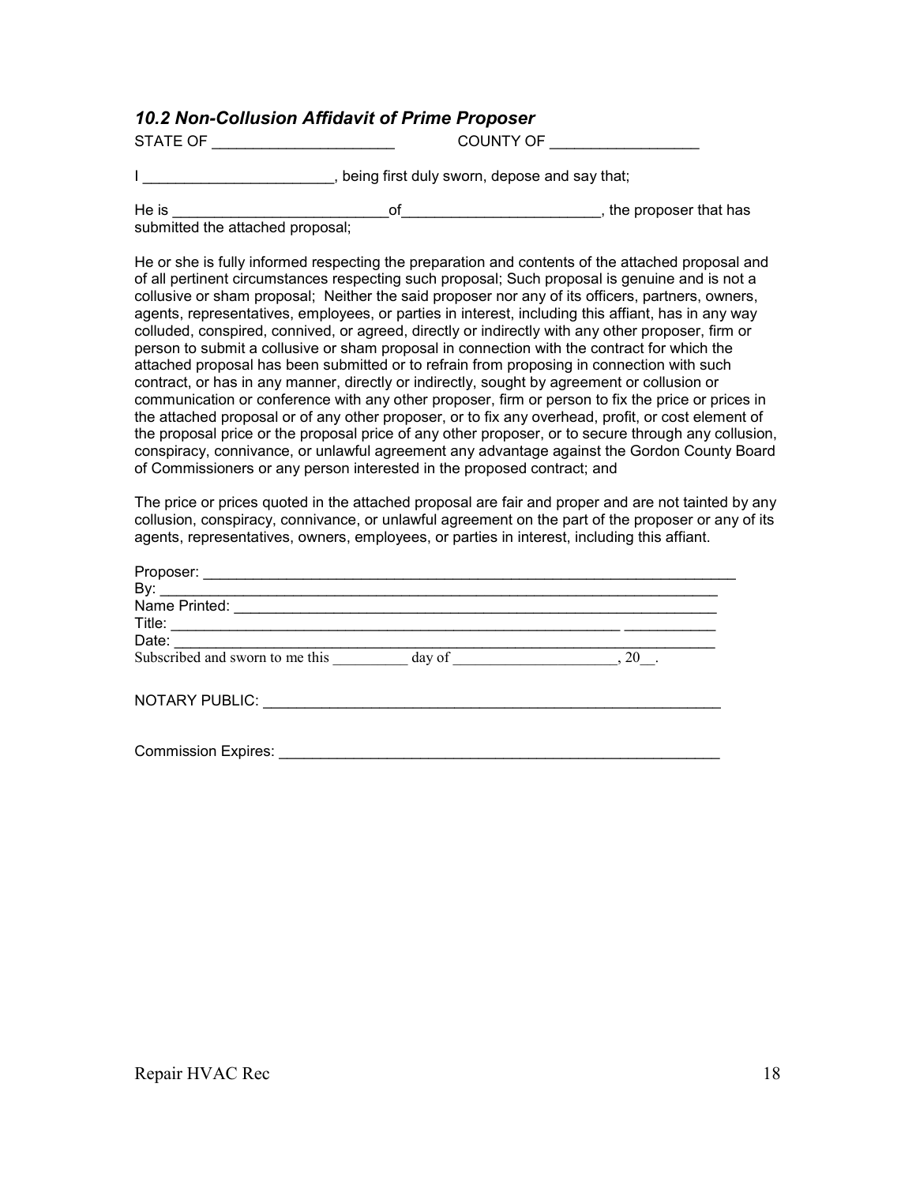### *10.2 Non-Collusion Affidavit of Prime Proposer*

STATE OF ______________________ COUNTY OF __________________

I _______________________, being first duly sworn, depose and say that;

He is __________________________of________________________, the proposer that has submitted the attached proposal;

He or she is fully informed respecting the preparation and contents of the attached proposal and of all pertinent circumstances respecting such proposal; Such proposal is genuine and is not a collusive or sham proposal; Neither the said proposer nor any of its officers, partners, owners, agents, representatives, employees, or parties in interest, including this affiant, has in any way colluded, conspired, connived, or agreed, directly or indirectly with any other proposer, firm or person to submit a collusive or sham proposal in connection with the contract for which the attached proposal has been submitted or to refrain from proposing in connection with such contract, or has in any manner, directly or indirectly, sought by agreement or collusion or communication or conference with any other proposer, firm or person to fix the price or prices in the attached proposal or of any other proposer, or to fix any overhead, profit, or cost element of the proposal price or the proposal price of any other proposer, or to secure through any collusion, conspiracy, connivance, or unlawful agreement any advantage against the Gordon County Board of Commissioners or any person interested in the proposed contract; and

The price or prices quoted in the attached proposal are fair and proper and are not tainted by any collusion, conspiracy, connivance, or unlawful agreement on the part of the proposer or any of its agents, representatives, owners, employees, or parties in interest, including this affiant.

Proposer: ____________________________________________________________________
By: _________________________________________________________________________
Name Printed: ________________________________________________________________
Title: _______________________________________________________ ___________
Date: _______________________________________________________________________
Subscribed and sworn to me this __________ day of ______________________, 20__.

NOTARY PUBLIC: ___________________________________________________________

Commission Expires: ________________________________________________________